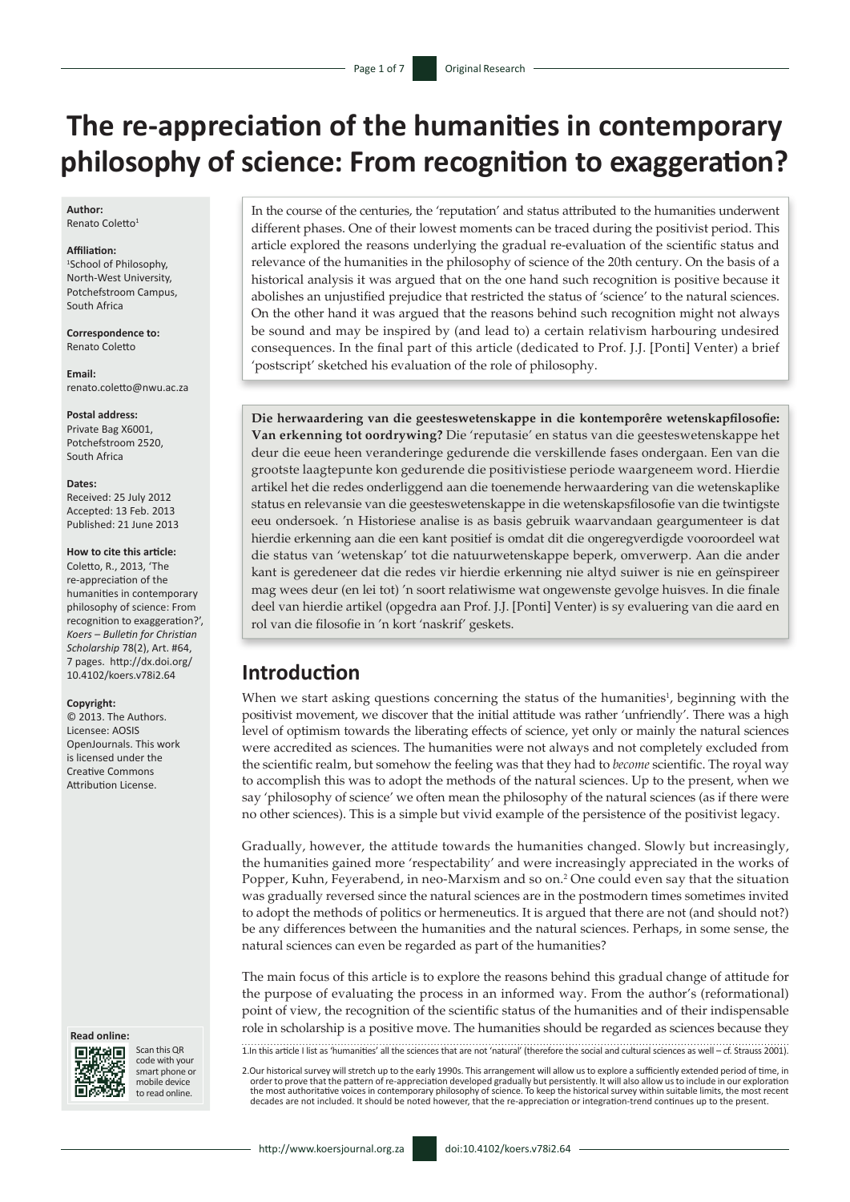# The re-appreciation of the humanities in contemporary philosophy of science: From recognition to exaggeration?

**Author:**
Renato Coletto[1]

**Affiliation:**
[1]School of Philosophy, North-West University, Potchefstroom Campus, South Africa

**Correspondence to:**
Renato Coletto

**Email:**
renato.coletto@nwu.ac.za

**Postal address:**
Private Bag X6001, Potchefstroom 2520, South Africa

**Dates:**
Received: 25 July 2012
Accepted: 13 Feb. 2013
Published: 21 June 2013

**How to cite this article:**
Coletto, R., 2013, 'The re-appreciation of the humanities in contemporary philosophy of science: From recognition to exaggeration?', *Koers – Bulletin for Christian Scholarship* 78(2), Art. #64, 7 pages. http://dx.doi.org/10.4102/koers.v78i2.64

**Copyright:**
© 2013. The Authors. Licensee: AOSIS OpenJournals. This work is licensed under the Creative Commons Attribution License.

**Read online:**
Scan this QR code with your smart phone or mobile device to read online.

In the course of the centuries, the 'reputation' and status attributed to the humanities underwent different phases. One of their lowest moments can be traced during the positivist period. This article explored the reasons underlying the gradual re-evaluation of the scientific status and relevance of the humanities in the philosophy of science of the 20th century. On the basis of a historical analysis it was argued that on the one hand such recognition is positive because it abolishes an unjustified prejudice that restricted the status of 'science' to the natural sciences. On the other hand it was argued that the reasons behind such recognition might not always be sound and may be inspired by (and lead to) a certain relativism harbouring undesired consequences. In the final part of this article (dedicated to Prof. J.J. [Ponti] Venter) a brief 'postscript' sketched his evaluation of the role of philosophy.

**Die herwaardering van die geesteswetenskappe in die kontemporêre wetenskapfilosofie: Van erkenning tot oordrywing?** Die 'reputasie' en status van die geesteswetenskappe het deur die eeue heen veranderinge gedurende die verskillende fases ondergaan. Een van die grootste laagtepunte kon gedurende die positivistiese periode waargeneem word. Hierdie artikel het die redes onderliggend aan die toenemende herwaardering van die wetenskaplike status en relevansie van die geesteswetenskappe in die wetenskapsfilosofie van die twintigste eeu ondersoek. 'n Historiese analise is as basis gebruik waarvandaan geargumenteer is dat hierdie erkenning aan die een kant positief is omdat dit die ongeregverdigde vooroordeel wat die status van 'wetenskap' tot die natuurwetenskappe beperk, omverwerp. Aan die ander kant is geredeneer dat die redes vir hierdie erkenning nie altyd suiwer is nie en geïnspireer mag wees deur (en lei tot) 'n soort relatiwisme wat ongewenste gevolge huisves. In die finale deel van hierdie artikel (opgedra aan Prof. J.J. [Ponti] Venter) is sy evaluering van die aard en rol van die filosofie in 'n kort 'naskrif' geskets.

## Introduction

When we start asking questions concerning the status of the humanities[1], beginning with the positivist movement, we discover that the initial attitude was rather 'unfriendly'. There was a high level of optimism towards the liberating effects of science, yet only or mainly the natural sciences were accredited as sciences. The humanities were not always and not completely excluded from the scientific realm, but somehow the feeling was that they had to *become* scientific. The royal way to accomplish this was to adopt the methods of the natural sciences. Up to the present, when we say 'philosophy of science' we often mean the philosophy of the natural sciences (as if there were no other sciences). This is a simple but vivid example of the persistence of the positivist legacy.

Gradually, however, the attitude towards the humanities changed. Slowly but increasingly, the humanities gained more 'respectability' and were increasingly appreciated in the works of Popper, Kuhn, Feyerabend, in neo-Marxism and so on.[2] One could even say that the situation was gradually reversed since the natural sciences are in the postmodern times sometimes invited to adopt the methods of politics or hermeneutics. It is argued that there are not (and should not?) be any differences between the humanities and the natural sciences. Perhaps, in some sense, the natural sciences can even be regarded as part of the humanities?

The main focus of this article is to explore the reasons behind this gradual change of attitude for the purpose of evaluating the process in an informed way. From the author's (reformational) point of view, the recognition of the scientific status of the humanities and of their indispensable role in scholarship is a positive move. The humanities should be regarded as sciences because they

1.In this article I list as 'humanities' all the sciences that are not 'natural' (therefore the social and cultural sciences as well – cf. Strauss 2001).

2.Our historical survey will stretch up to the early 1990s. This arrangement will allow us to explore a sufficiently extended period of time, in order to prove that the pattern of re-appreciation developed gradually but persistently. It will also allow us to include in our exploration the most authoritative voices in contemporary philosophy of science. To keep the historical survey within suitable limits, the most recent decades are not included. It should be noted however, that the re-appreciation or integration-trend continues up to the present.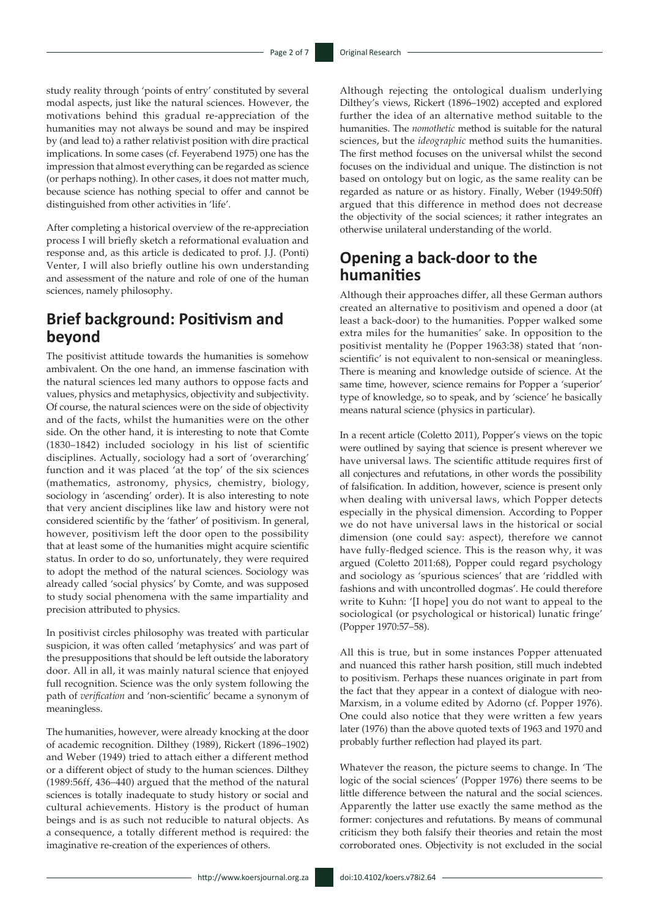study reality through 'points of entry' constituted by several modal aspects, just like the natural sciences. However, the motivations behind this gradual re-appreciation of the humanities may not always be sound and may be inspired by (and lead to) a rather relativist position with dire practical implications. In some cases (cf. Feyerabend 1975) one has the impression that almost everything can be regarded as science (or perhaps nothing). In other cases, it does not matter much, because science has nothing special to offer and cannot be distinguished from other activities in 'life'.

After completing a historical overview of the re-appreciation process I will briefly sketch a reformational evaluation and response and, as this article is dedicated to prof. J.J. (Ponti) Venter, I will also briefly outline his own understanding and assessment of the nature and role of one of the human sciences, namely philosophy.

## Brief background: Positivism and beyond

The positivist attitude towards the humanities is somehow ambivalent. On the one hand, an immense fascination with the natural sciences led many authors to oppose facts and values, physics and metaphysics, objectivity and subjectivity. Of course, the natural sciences were on the side of objectivity and of the facts, whilst the humanities were on the other side. On the other hand, it is interesting to note that Comte (1830–1842) included sociology in his list of scientific disciplines. Actually, sociology had a sort of 'overarching' function and it was placed 'at the top' of the six sciences (mathematics, astronomy, physics, chemistry, biology, sociology in 'ascending' order). It is also interesting to note that very ancient disciplines like law and history were not considered scientific by the 'father' of positivism. In general, however, positivism left the door open to the possibility that at least some of the humanities might acquire scientific status. In order to do so, unfortunately, they were required to adopt the method of the natural sciences. Sociology was already called 'social physics' by Comte, and was supposed to study social phenomena with the same impartiality and precision attributed to physics.

In positivist circles philosophy was treated with particular suspicion, it was often called 'metaphysics' and was part of the presuppositions that should be left outside the laboratory door. All in all, it was mainly natural science that enjoyed full recognition. Science was the only system following the path of *verification* and 'non-scientific' became a synonym of meaningless.

The humanities, however, were already knocking at the door of academic recognition. Dilthey (1989), Rickert (1896–1902) and Weber (1949) tried to attach either a different method or a different object of study to the human sciences. Dilthey (1989:56ff, 436–440) argued that the method of the natural sciences is totally inadequate to study history or social and cultural achievements. History is the product of human beings and is as such not reducible to natural objects. As a consequence, a totally different method is required: the imaginative re-creation of the experiences of others.

Although rejecting the ontological dualism underlying Dilthey's views, Rickert (1896–1902) accepted and explored further the idea of an alternative method suitable to the humanities. The *nomothetic* method is suitable for the natural sciences, but the *ideographic* method suits the humanities. The first method focuses on the universal whilst the second focuses on the individual and unique. The distinction is not based on ontology but on logic, as the same reality can be regarded as nature or as history. Finally, Weber (1949:50ff) argued that this difference in method does not decrease the objectivity of the social sciences; it rather integrates an otherwise unilateral understanding of the world.

## Opening a back-door to the humanities

Although their approaches differ, all these German authors created an alternative to positivism and opened a door (at least a back-door) to the humanities. Popper walked some extra miles for the humanities' sake. In opposition to the positivist mentality he (Popper 1963:38) stated that 'non-scientific' is not equivalent to non-sensical or meaningless. There is meaning and knowledge outside of science. At the same time, however, science remains for Popper a 'superior' type of knowledge, so to speak, and by 'science' he basically means natural science (physics in particular).

In a recent article (Coletto 2011), Popper's views on the topic were outlined by saying that science is present wherever we have universal laws. The scientific attitude requires first of all conjectures and refutations, in other words the possibility of falsification. In addition, however, science is present only when dealing with universal laws, which Popper detects especially in the physical dimension. According to Popper we do not have universal laws in the historical or social dimension (one could say: aspect), therefore we cannot have fully-fledged science. This is the reason why, it was argued (Coletto 2011:68), Popper could regard psychology and sociology as 'spurious sciences' that are 'riddled with fashions and with uncontrolled dogmas'. He could therefore write to Kuhn: '[I hope] you do not want to appeal to the sociological (or psychological or historical) lunatic fringe' (Popper 1970:57–58).

All this is true, but in some instances Popper attenuated and nuanced this rather harsh position, still much indebted to positivism. Perhaps these nuances originate in part from the fact that they appear in a context of dialogue with neo-Marxism, in a volume edited by Adorno (cf. Popper 1976). One could also notice that they were written a few years later (1976) than the above quoted texts of 1963 and 1970 and probably further reflection had played its part.

Whatever the reason, the picture seems to change. In 'The logic of the social sciences' (Popper 1976) there seems to be little difference between the natural and the social sciences. Apparently the latter use exactly the same method as the former: conjectures and refutations. By means of communal criticism they both falsify their theories and retain the most corroborated ones. Objectivity is not excluded in the social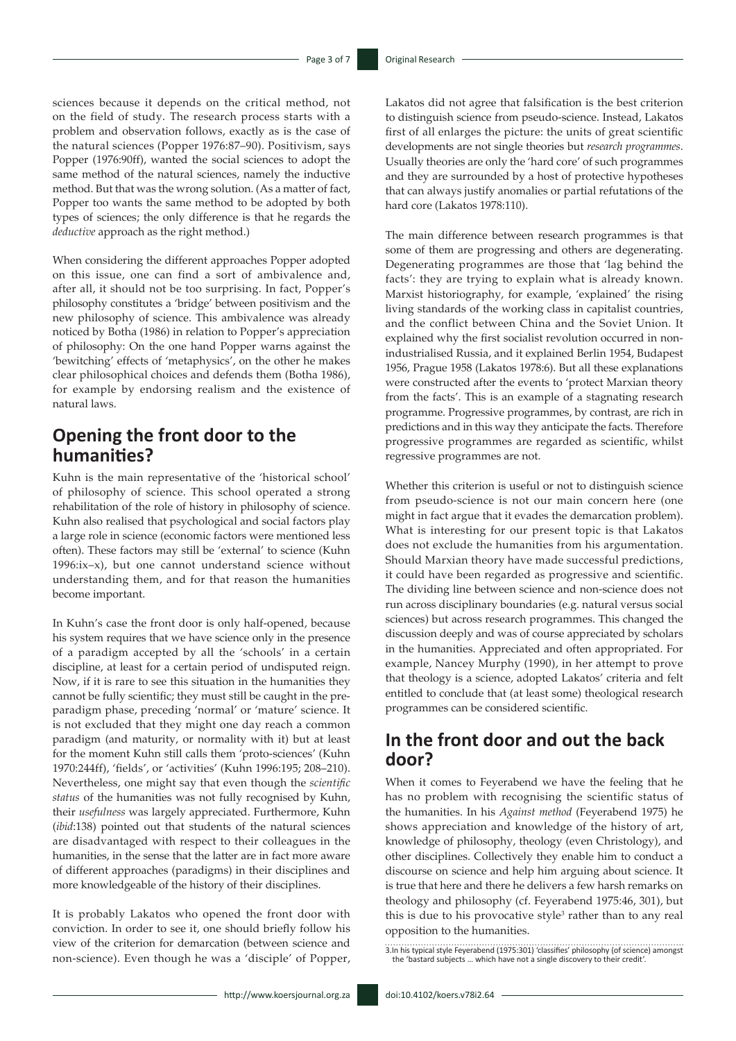sciences because it depends on the critical method, not on the field of study. The research process starts with a problem and observation follows, exactly as is the case of the natural sciences (Popper 1976:87–90). Positivism, says Popper (1976:90ff), wanted the social sciences to adopt the same method of the natural sciences, namely the inductive method. But that was the wrong solution. (As a matter of fact, Popper too wants the same method to be adopted by both types of sciences; the only difference is that he regards the *deductive* approach as the right method.)

When considering the different approaches Popper adopted on this issue, one can find a sort of ambivalence and, after all, it should not be too surprising. In fact, Popper's philosophy constitutes a 'bridge' between positivism and the new philosophy of science. This ambivalence was already noticed by Botha (1986) in relation to Popper's appreciation of philosophy: On the one hand Popper warns against the 'bewitching' effects of 'metaphysics', on the other he makes clear philosophical choices and defends them (Botha 1986), for example by endorsing realism and the existence of natural laws.

## Opening the front door to the humanities?

Kuhn is the main representative of the 'historical school' of philosophy of science. This school operated a strong rehabilitation of the role of history in philosophy of science. Kuhn also realised that psychological and social factors play a large role in science (economic factors were mentioned less often). These factors may still be 'external' to science (Kuhn 1996:ix–x), but one cannot understand science without understanding them, and for that reason the humanities become important.

In Kuhn's case the front door is only half-opened, because his system requires that we have science only in the presence of a paradigm accepted by all the 'schools' in a certain discipline, at least for a certain period of undisputed reign. Now, if it is rare to see this situation in the humanities they cannot be fully scientific; they must still be caught in the pre-paradigm phase, preceding 'normal' or 'mature' science. It is not excluded that they might one day reach a common paradigm (and maturity, or normality with it) but at least for the moment Kuhn still calls them 'proto-sciences' (Kuhn 1970:244ff), 'fields', or 'activities' (Kuhn 1996:195; 208–210). Nevertheless, one might say that even though the *scientific status* of the humanities was not fully recognised by Kuhn, their *usefulness* was largely appreciated. Furthermore, Kuhn (*ibid*:138) pointed out that students of the natural sciences are disadvantaged with respect to their colleagues in the humanities, in the sense that the latter are in fact more aware of different approaches (paradigms) in their disciplines and more knowledgeable of the history of their disciplines.

It is probably Lakatos who opened the front door with conviction. In order to see it, one should briefly follow his view of the criterion for demarcation (between science and non-science). Even though he was a 'disciple' of Popper, Lakatos did not agree that falsification is the best criterion to distinguish science from pseudo-science. Instead, Lakatos first of all enlarges the picture: the units of great scientific developments are not single theories but *research programmes*. Usually theories are only the 'hard core' of such programmes and they are surrounded by a host of protective hypotheses that can always justify anomalies or partial refutations of the hard core (Lakatos 1978:110).

The main difference between research programmes is that some of them are progressing and others are degenerating. Degenerating programmes are those that 'lag behind the facts': they are trying to explain what is already known. Marxist historiography, for example, 'explained' the rising living standards of the working class in capitalist countries, and the conflict between China and the Soviet Union. It explained why the first socialist revolution occurred in non-industrialised Russia, and it explained Berlin 1954, Budapest 1956, Prague 1958 (Lakatos 1978:6). But all these explanations were constructed after the events to 'protect Marxian theory from the facts'. This is an example of a stagnating research programme. Progressive programmes, by contrast, are rich in predictions and in this way they anticipate the facts. Therefore progressive programmes are regarded as scientific, whilst regressive programmes are not.

Whether this criterion is useful or not to distinguish science from pseudo-science is not our main concern here (one might in fact argue that it evades the demarcation problem). What is interesting for our present topic is that Lakatos does not exclude the humanities from his argumentation. Should Marxian theory have made successful predictions, it could have been regarded as progressive and scientific. The dividing line between science and non-science does not run across disciplinary boundaries (e.g. natural versus social sciences) but across research programmes. This changed the discussion deeply and was of course appreciated by scholars in the humanities. Appreciated and often appropriated. For example, Nancey Murphy (1990), in her attempt to prove that theology is a science, adopted Lakatos' criteria and felt entitled to conclude that (at least some) theological research programmes can be considered scientific.

## In the front door and out the back door?

When it comes to Feyerabend we have the feeling that he has no problem with recognising the scientific status of the humanities. In his *Against method* (Feyerabend 1975) he shows appreciation and knowledge of the history of art, knowledge of philosophy, theology (even Christology), and other disciplines. Collectively they enable him to conduct a discourse on science and help him arguing about science. It is true that here and there he delivers a few harsh remarks on theology and philosophy (cf. Feyerabend 1975:46, 301), but this is due to his provocative style[3] rather than to any real opposition to the humanities.

3. In his typical style Feyerabend (1975:301) 'classifies' philosophy (of science) amongst the 'bastard subjects ... which have not a single discovery to their credit'.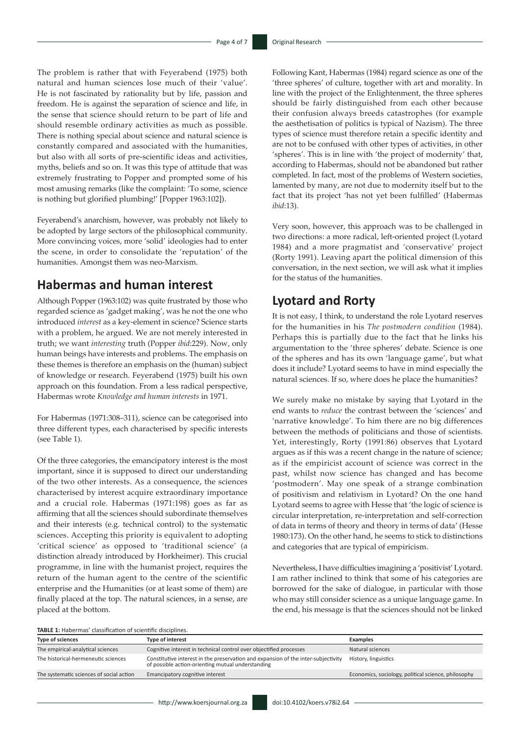The problem is rather that with Feyerabend (1975) both natural and human sciences lose much of their 'value'. He is not fascinated by rationality but by life, passion and freedom. He is against the separation of science and life, in the sense that science should return to be part of life and should resemble ordinary activities as much as possible. There is nothing special about science and natural science is constantly compared and associated with the humanities, but also with all sorts of pre-scientific ideas and activities, myths, beliefs and so on. It was this type of attitude that was extremely frustrating to Popper and prompted some of his most amusing remarks (like the complaint: 'To some, science is nothing but glorified plumbing!' [Popper 1963:102]).

Feyerabend's anarchism, however, was probably not likely to be adopted by large sectors of the philosophical community. More convincing voices, more 'solid' ideologies had to enter the scene, in order to consolidate the 'reputation' of the humanities. Amongst them was neo-Marxism.

## Habermas and human interest

Although Popper (1963:102) was quite frustrated by those who regarded science as 'gadget making', was he not the one who introduced *interest* as a key-element in science? Science starts with a problem, he argued. We are not merely interested in truth; we want *interesting* truth (Popper *ibid*:229). Now, only human beings have interests and problems. The emphasis on these themes is therefore an emphasis on the (human) subject of knowledge or research. Feyerabend (1975) built his own approach on this foundation. From a less radical perspective, Habermas wrote *Knowledge and human interests* in 1971.

For Habermas (1971:308–311), science can be categorised into three different types, each characterised by specific interests (see Table 1).

Of the three categories, the emancipatory interest is the most important, since it is supposed to direct our understanding of the two other interests. As a consequence, the sciences characterised by interest acquire extraordinary importance and a crucial role. Habermas (1971:198) goes as far as affirming that all the sciences should subordinate themselves and their interests (e.g. technical control) to the systematic sciences. Accepting this priority is equivalent to adopting 'critical science' as opposed to 'traditional science' (a distinction already introduced by Horkheimer). This crucial programme, in line with the humanist project, requires the return of the human agent to the centre of the scientific enterprise and the Humanities (or at least some of them) are finally placed at the top. The natural sciences, in a sense, are placed at the bottom.

**TABLE 1:** Habermas' classification of scientific disciplines.

| Type of sciences | Type of interest | Examples |
|---|---|---|
| The empirical-analytical sciences | Cognitive interest in technical control over objectified processes | Natural sciences |
| The historical-hermeneutic sciences | Constitutive interest in the preservation and expansion of the inter-subjectivity of possible action-orienting mutual understanding | History, linguistics |
| The systematic sciences of social action | Emancipatory cognitive interest | Economics, sociology, political science, philosophy |

Following Kant, Habermas (1984) regard science as one of the 'three spheres' of culture, together with art and morality. In line with the project of the Enlightenment, the three spheres should be fairly distinguished from each other because their confusion always breeds catastrophes (for example the aesthetisation of politics is typical of Nazism). The three types of science must therefore retain a specific identity and are not to be confused with other types of activities, in other 'spheres'. This is in line with 'the project of modernity' that, according to Habermas, should not be abandoned but rather completed. In fact, most of the problems of Western societies, lamented by many, are not due to modernity itself but to the fact that its project 'has not yet been fulfilled' (Habermas *ibid*:13).

Very soon, however, this approach was to be challenged in two directions: a more radical, left-oriented project (Lyotard 1984) and a more pragmatist and 'conservative' project (Rorty 1991). Leaving apart the political dimension of this conversation, in the next section, we will ask what it implies for the status of the humanities.

## Lyotard and Rorty

It is not easy, I think, to understand the role Lyotard reserves for the humanities in his *The postmodern condition* (1984). Perhaps this is partially due to the fact that he links his argumentation to the 'three spheres' debate. Science is one of the spheres and has its own 'language game', but what does it include? Lyotard seems to have in mind especially the natural sciences. If so, where does he place the humanities?

We surely make no mistake by saying that Lyotard in the end wants to *reduce* the contrast between the 'sciences' and 'narrative knowledge'. To him there are no big differences between the methods of politicians and those of scientists. Yet, interestingly, Rorty (1991:86) observes that Lyotard argues as if this was a recent change in the nature of science; as if the empiricist account of science was correct in the past, whilst now science has changed and has become 'postmodern'. May one speak of a strange combination of positivism and relativism in Lyotard? On the one hand Lyotard seems to agree with Hesse that 'the logic of science is circular interpretation, re-interpretation and self-correction of data in terms of theory and theory in terms of data' (Hesse 1980:173). On the other hand, he seems to stick to distinctions and categories that are typical of empiricism.

Nevertheless, I have difficulties imagining a 'positivist' Lyotard. I am rather inclined to think that some of his categories are borrowed for the sake of dialogue, in particular with those who may still consider science as a unique language game. In the end, his message is that the sciences should not be linked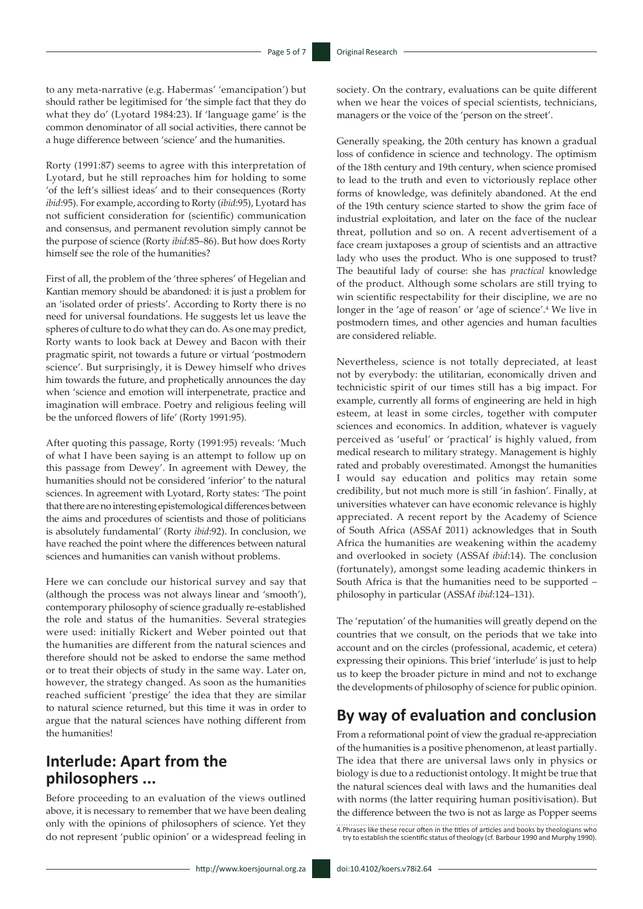to any meta-narrative (e.g. Habermas' 'emancipation') but should rather be legitimised for 'the simple fact that they do what they do' (Lyotard 1984:23). If 'language game' is the common denominator of all social activities, there cannot be a huge difference between 'science' and the humanities.

Rorty (1991:87) seems to agree with this interpretation of Lyotard, but he still reproaches him for holding to some 'of the left's silliest ideas' and to their consequences (Rorty *ibid*:95). For example, according to Rorty (*ibid*:95), Lyotard has not sufficient consideration for (scientific) communication and consensus, and permanent revolution simply cannot be the purpose of science (Rorty *ibid*:85–86). But how does Rorty himself see the role of the humanities?

First of all, the problem of the 'three spheres' of Hegelian and Kantian memory should be abandoned: it is just a problem for an 'isolated order of priests'. According to Rorty there is no need for universal foundations. He suggests let us leave the spheres of culture to do what they can do. As one may predict, Rorty wants to look back at Dewey and Bacon with their pragmatic spirit, not towards a future or virtual 'postmodern science'. But surprisingly, it is Dewey himself who drives him towards the future, and prophetically announces the day when 'science and emotion will interpenetrate, practice and imagination will embrace. Poetry and religious feeling will be the unforced flowers of life' (Rorty 1991:95).

After quoting this passage, Rorty (1991:95) reveals: 'Much of what I have been saying is an attempt to follow up on this passage from Dewey'. In agreement with Dewey, the humanities should not be considered 'inferior' to the natural sciences. In agreement with Lyotard, Rorty states: 'The point that there are no interesting epistemological differences between the aims and procedures of scientists and those of politicians is absolutely fundamental' (Rorty *ibid*:92). In conclusion, we have reached the point where the differences between natural sciences and humanities can vanish without problems.

Here we can conclude our historical survey and say that (although the process was not always linear and 'smooth'), contemporary philosophy of science gradually re-established the role and status of the humanities. Several strategies were used: initially Rickert and Weber pointed out that the humanities are different from the natural sciences and therefore should not be asked to endorse the same method or to treat their objects of study in the same way. Later on, however, the strategy changed. As soon as the humanities reached sufficient 'prestige' the idea that they are similar to natural science returned, but this time it was in order to argue that the natural sciences have nothing different from the humanities!

## Interlude: Apart from the philosophers ...

Before proceeding to an evaluation of the views outlined above, it is necessary to remember that we have been dealing only with the opinions of philosophers of science. Yet they do not represent 'public opinion' or a widespread feeling in society. On the contrary, evaluations can be quite different when we hear the voices of special scientists, technicians, managers or the voice of the 'person on the street'.

Generally speaking, the 20th century has known a gradual loss of confidence in science and technology. The optimism of the 18th century and 19th century, when science promised to lead to the truth and even to victoriously replace other forms of knowledge, was definitely abandoned. At the end of the 19th century science started to show the grim face of industrial exploitation, and later on the face of the nuclear threat, pollution and so on. A recent advertisement of a face cream juxtaposes a group of scientists and an attractive lady who uses the product. Who is one supposed to trust? The beautiful lady of course: she has *practical* knowledge of the product. Although some scholars are still trying to win scientific respectability for their discipline, we are no longer in the 'age of reason' or 'age of science'.[4] We live in postmodern times, and other agencies and human faculties are considered reliable.

Nevertheless, science is not totally depreciated, at least not by everybody: the utilitarian, economically driven and technicistic spirit of our times still has a big impact. For example, currently all forms of engineering are held in high esteem, at least in some circles, together with computer sciences and economics. In addition, whatever is vaguely perceived as 'useful' or 'practical' is highly valued, from medical research to military strategy. Management is highly rated and probably overestimated. Amongst the humanities I would say education and politics may retain some credibility, but not much more is still 'in fashion'. Finally, at universities whatever can have economic relevance is highly appreciated. A recent report by the Academy of Science of South Africa (ASSAf 2011) acknowledges that in South Africa the humanities are weakening within the academy and overlooked in society (ASSAf *ibid*:14). The conclusion (fortunately), amongst some leading academic thinkers in South Africa is that the humanities need to be supported – philosophy in particular (ASSAf *ibid*:124–131).

The 'reputation' of the humanities will greatly depend on the countries that we consult, on the periods that we take into account and on the circles (professional, academic, et cetera) expressing their opinions. This brief 'interlude' is just to help us to keep the broader picture in mind and not to exchange the developments of philosophy of science for public opinion.

## By way of evaluation and conclusion

From a reformational point of view the gradual re-appreciation of the humanities is a positive phenomenon, at least partially. The idea that there are universal laws only in physics or biology is due to a reductionist ontology. It might be true that the natural sciences deal with laws and the humanities deal with norms (the latter requiring human positivisation). But the difference between the two is not as large as Popper seems

4. Phrases like these recur often in the titles of articles and books by theologians who try to establish the scientific status of theology (cf. Barbour 1990 and Murphy 1990).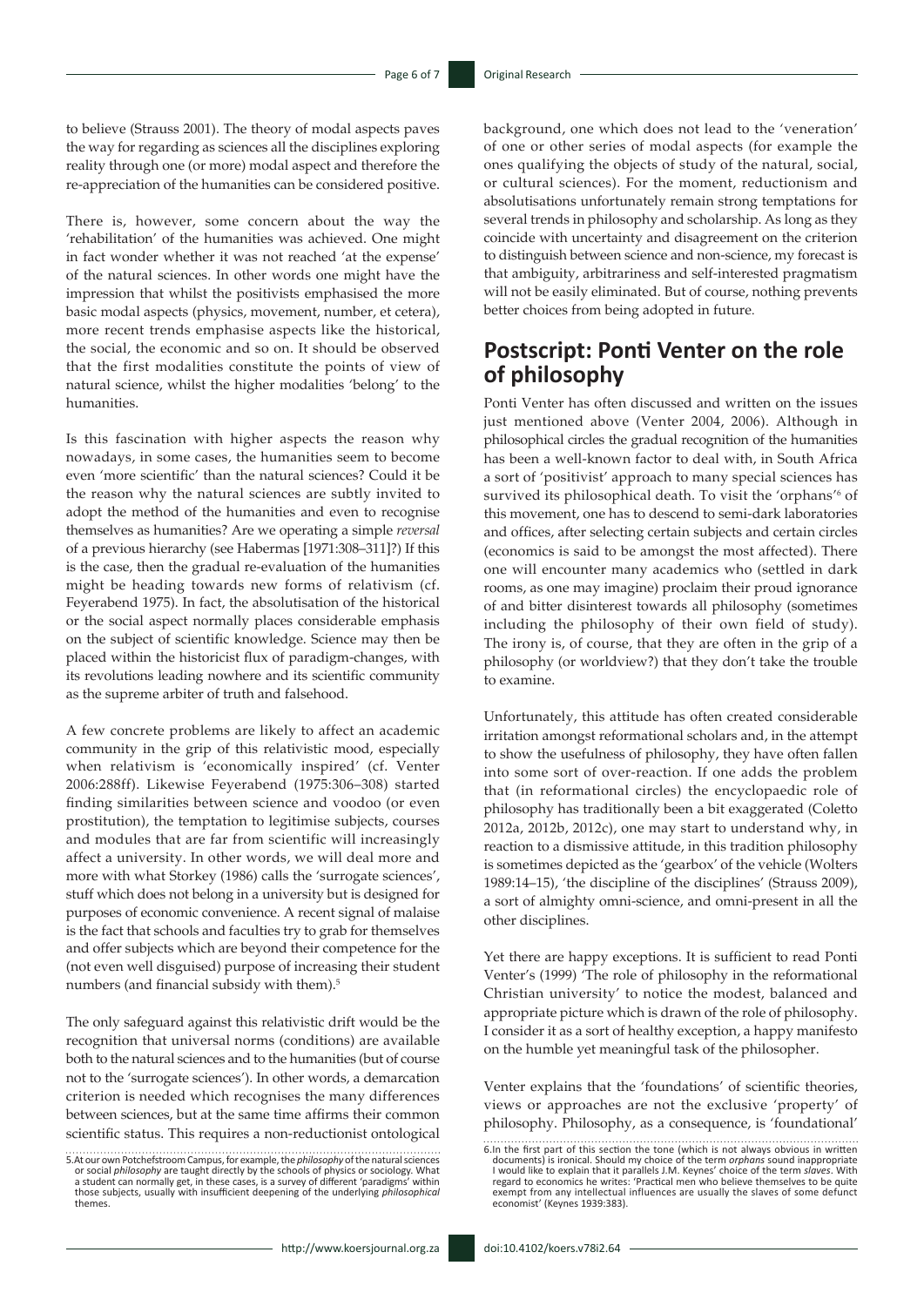to believe (Strauss 2001). The theory of modal aspects paves the way for regarding as sciences all the disciplines exploring reality through one (or more) modal aspect and therefore the re-appreciation of the humanities can be considered positive.

There is, however, some concern about the way the 'rehabilitation' of the humanities was achieved. One might in fact wonder whether it was not reached 'at the expense' of the natural sciences. In other words one might have the impression that whilst the positivists emphasised the more basic modal aspects (physics, movement, number, et cetera), more recent trends emphasise aspects like the historical, the social, the economic and so on. It should be observed that the first modalities constitute the points of view of natural science, whilst the higher modalities 'belong' to the humanities.

Is this fascination with higher aspects the reason why nowadays, in some cases, the humanities seem to become even 'more scientific' than the natural sciences? Could it be the reason why the natural sciences are subtly invited to adopt the method of the humanities and even to recognise themselves as humanities? Are we operating a simple *reversal* of a previous hierarchy (see Habermas [1971:308–311]?) If this is the case, then the gradual re-evaluation of the humanities might be heading towards new forms of relativism (cf. Feyerabend 1975). In fact, the absolutisation of the historical or the social aspect normally places considerable emphasis on the subject of scientific knowledge. Science may then be placed within the historicist flux of paradigm-changes, with its revolutions leading nowhere and its scientific community as the supreme arbiter of truth and falsehood.

A few concrete problems are likely to affect an academic community in the grip of this relativistic mood, especially when relativism is 'economically inspired' (cf. Venter 2006:288ff). Likewise Feyerabend (1975:306–308) started finding similarities between science and voodoo (or even prostitution), the temptation to legitimise subjects, courses and modules that are far from scientific will increasingly affect a university. In other words, we will deal more and more with what Storkey (1986) calls the 'surrogate sciences', stuff which does not belong in a university but is designed for purposes of economic convenience. A recent signal of malaise is the fact that schools and faculties try to grab for themselves and offer subjects which are beyond their competence for the (not even well disguised) purpose of increasing their student numbers (and financial subsidy with them).[5]

The only safeguard against this relativistic drift would be the recognition that universal norms (conditions) are available both to the natural sciences and to the humanities (but of course not to the 'surrogate sciences'). In other words, a demarcation criterion is needed which recognises the many differences between sciences, but at the same time affirms their common scientific status. This requires a non-reductionist ontological background, one which does not lead to the 'veneration' of one or other series of modal aspects (for example the ones qualifying the objects of study of the natural, social, or cultural sciences). For the moment, reductionism and absolutisations unfortunately remain strong temptations for several trends in philosophy and scholarship. As long as they coincide with uncertainty and disagreement on the criterion to distinguish between science and non-science, my forecast is that ambiguity, arbitrariness and self-interested pragmatism will not be easily eliminated. But of course, nothing prevents better choices from being adopted in future.

## Postscript: Ponti Venter on the role of philosophy

Ponti Venter has often discussed and written on the issues just mentioned above (Venter 2004, 2006). Although in philosophical circles the gradual recognition of the humanities has been a well-known factor to deal with, in South Africa a sort of 'positivist' approach to many special sciences has survived its philosophical death. To visit the 'orphans'[6] of this movement, one has to descend to semi-dark laboratories and offices, after selecting certain subjects and certain circles (economics is said to be amongst the most affected). There one will encounter many academics who (settled in dark rooms, as one may imagine) proclaim their proud ignorance of and bitter disinterest towards all philosophy (sometimes including the philosophy of their own field of study). The irony is, of course, that they are often in the grip of a philosophy (or worldview?) that they don't take the trouble to examine.

Unfortunately, this attitude has often created considerable irritation amongst reformational scholars and, in the attempt to show the usefulness of philosophy, they have often fallen into some sort of over-reaction. If one adds the problem that (in reformational circles) the encyclopaedic role of philosophy has traditionally been a bit exaggerated (Coletto 2012a, 2012b, 2012c), one may start to understand why, in reaction to a dismissive attitude, in this tradition philosophy is sometimes depicted as the 'gearbox' of the vehicle (Wolters 1989:14–15), 'the discipline of the disciplines' (Strauss 2009), a sort of almighty omni-science, and omni-present in all the other disciplines.

Yet there are happy exceptions. It is sufficient to read Ponti Venter's (1999) 'The role of philosophy in the reformational Christian university' to notice the modest, balanced and appropriate picture which is drawn of the role of philosophy. I consider it as a sort of healthy exception, a happy manifesto on the humble yet meaningful task of the philosopher.

Venter explains that the 'foundations' of scientific theories, views or approaches are not the exclusive 'property' of philosophy. Philosophy, as a consequence, is 'foundational'

---

5. At our own Potchefstroom Campus, for example, the *philosophy* of the natural sciences or social *philosophy* are taught directly by the schools of physics or sociology. What a student can normally get, in these cases, is a survey of different 'paradigms' within those subjects, usually with insufficient deepening of the underlying *philosophical* themes.

6. In the first part of this section the tone (which is not always obvious in written documents) is ironical. Should my choice of the term *orphans* sound inappropriate I would like to explain that it parallels J.M. Keynes' choice of the term *slaves*. With regard to economics he writes: 'Practical men who believe themselves to be quite exempt from any intellectual influences are usually the slaves of some defunct economist' (Keynes 1939:383).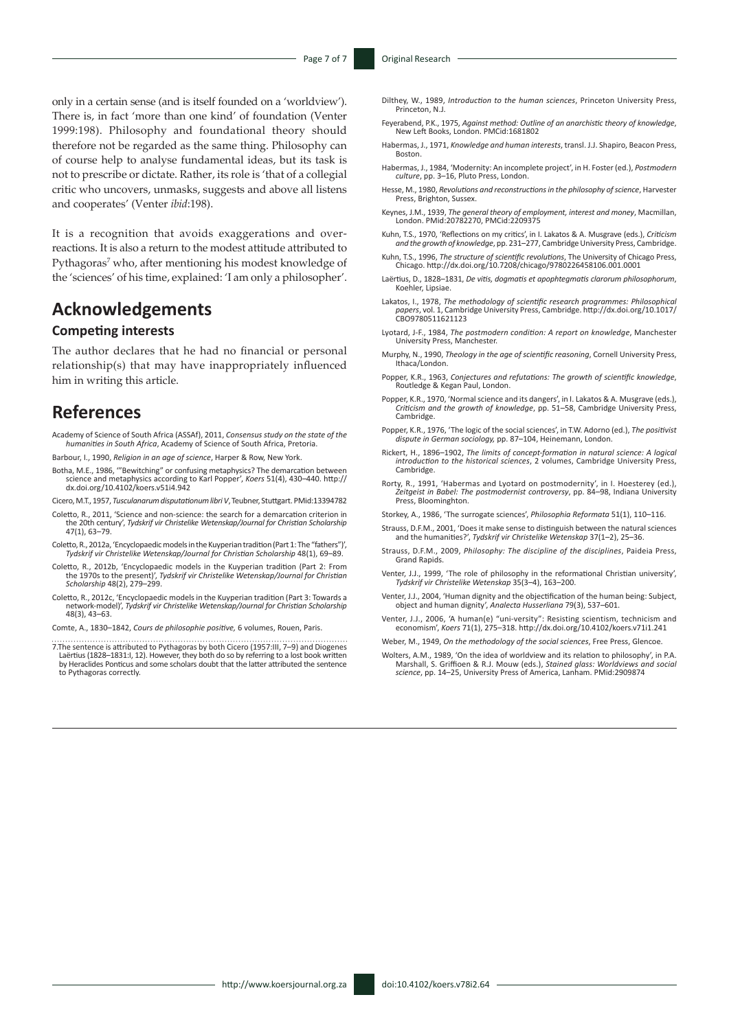only in a certain sense (and is itself founded on a 'worldview'). There is, in fact 'more than one kind' of foundation (Venter 1999:198). Philosophy and foundational theory should therefore not be regarded as the same thing. Philosophy can of course help to analyse fundamental ideas, but its task is not to prescribe or dictate. Rather, its role is 'that of a collegial critic who uncovers, unmasks, suggests and above all listens and cooperates' (Venter *ibid*:198).

It is a recognition that avoids exaggerations and over-reactions. It is also a return to the modest attitude attributed to Pythagoras[7] who, after mentioning his modest knowledge of the 'sciences' of his time, explained: 'I am only a philosopher'.

# Acknowledgements

## Competing interests

The author declares that he had no financial or personal relationship(s) that may have inappropriately influenced him in writing this article.

# References

Academy of Science of South Africa (ASSAf), 2011, *Consensus study on the state of the humanities in South Africa*, Academy of Science of South Africa, Pretoria.

Barbour, I., 1990, *Religion in an age of science*, Harper & Row, New York.

Botha, M.E., 1986, '"Bewitching" or confusing metaphysics? The demarcation between science and metaphysics according to Karl Popper', *Koers* 51(4), 430–440. http://dx.doi.org/10.4102/koers.v51i4.942

Cicero, M.T., 1957, *Tusculanarum disputationum libri V*, Teubner, Stuttgart. PMid:13394782

Coletto, R., 2011, 'Science and non-science: the search for a demarcation criterion in the 20th century', *Tydskrif vir Christelike Wetenskap/Journal for Christian Scholarship* 47(1), 63–79.

Coletto, R., 2012a, 'Encyclopaedic models in the Kuyperian tradition (Part 1: The "fathers")', *Tydskrif vir Christelike Wetenskap/Journal for Christian Scholarship* 48(1), 69–89.

Coletto, R., 2012b, 'Encyclopaedic models in the Kuyperian tradition (Part 2: From the 1970s to the present)', *Tydskrif vir Christelike Wetenskap/Journal for Christian Scholarship* 48(2), 279–299.

Coletto, R., 2012c, 'Encyclopaedic models in the Kuyperian tradition (Part 3: Towards a network-model)', *Tydskrif vir Christelike Wetenskap/Journal for Christian Scholarship* 48(3), 43–63.

Comte, A., 1830–1842, *Cours de philosophie positive,* 6 volumes, Rouen, Paris.

Dilthey, W., 1989, *Introduction to the human sciences*, Princeton University Press, Princeton, N.J.

Feyerabend, P.K., 1975, *Against method: Outline of an anarchistic theory of knowledge*, New Left Books, London. PMCid:1681802

Habermas, J., 1971, *Knowledge and human interests*, transl. J.J. Shapiro, Beacon Press, Boston.

Habermas, J., 1984, 'Modernity: An incomplete project', in H. Foster (ed.), *Postmodern culture*, pp. 3–16, Pluto Press, London.

Hesse, M., 1980, *Revolutions and reconstructions in the philosophy of science*, Harvester Press, Brighton, Sussex.

Keynes, J.M., 1939, *The general theory of employment, interest and money*, Macmillan, London. PMid:20782270, PMCid:2209375

Kuhn, T.S., 1970, 'Reflections on my critics', in I. Lakatos & A. Musgrave (eds.), *Criticism and the growth of knowledge*, pp. 231–277, Cambridge University Press, Cambridge.

Kuhn, T.S., 1996, *The structure of scientific revolutions*, The University of Chicago Press, Chicago. http://dx.doi.org/10.7208/chicago/9780226458106.001.0001

Laërtius, D., 1828–1831, *De vitis, dogmatis et apophtegmatis clarorum philosophorum*, Koehler, Lipsiae.

Lakatos, I., 1978, *The methodology of scientific research programmes: Philosophical papers*, vol. 1, Cambridge University Press, Cambridge. http://dx.doi.org/10.1017/CBO9780511621123

Lyotard, J-F., 1984, *The postmodern condition: A report on knowledge*, Manchester University Press, Manchester.

Murphy, N., 1990, *Theology in the age of scientific reasoning*, Cornell University Press, Ithaca/London.

Popper, K.R., 1963, *Conjectures and refutations: The growth of scientific knowledge*, Routledge & Kegan Paul, London.

Popper, K.R., 1970, 'Normal science and its dangers', in I. Lakatos & A. Musgrave (eds.), *Criticism and the growth of knowledge*, pp. 51–58, Cambridge University Press, Cambridge.

Popper, K.R., 1976, 'The logic of the social sciences', in T.W. Adorno (ed.), *The positivist dispute in German sociology,* pp. 87–104, Heinemann, London.

Rickert, H., 1896–1902, *The limits of concept-formation in natural science: A logical introduction to the historical sciences*, 2 volumes, Cambridge University Press, Cambridge.

Rorty, R., 1991, 'Habermas and Lyotard on postmodernity', in I. Hoesterey (ed.), *Zeitgeist in Babel: The postmodernist controversy*, pp. 84–98, Indiana University Press, Bloomington.

Storkey, A., 1986, 'The surrogate sciences', *Philosophia Reformata* 51(1), 110–116.

Strauss, D.F.M., 2001, 'Does it make sense to distinguish between the natural sciences and the humanities?', *Tydskrif vir Christelike Wetenskap* 37(1–2), 25–36.

Strauss, D.F.M., 2009, *Philosophy: The discipline of the disciplines*, Paideia Press, Grand Rapids.

Venter, J.J., 1999, 'The role of philosophy in the reformational Christian university', *Tydskrif vir Christelike Wetenskap* 35(3–4), 163–200.

Venter, J.J., 2004, 'Human dignity and the objectification of the human being: Subject, object and human dignity', *Analecta Husserliana* 79(3), 537–601.

Venter, J.J., 2006, 'A human(e) "uni-versity": Resisting scientism, technicism and economism', *Koers* 71(1), 275–318. http://dx.doi.org/10.4102/koers.v71i1.241

Weber, M., 1949, *On the methodology of the social sciences*, Free Press, Glencoe.

Wolters, A.M., 1989, 'On the idea of worldview and its relation to philosophy', in P.A. Marshall, S. Griffioen & R.J. Mouw (eds.), *Stained glass: Worldviews and social science*, pp. 14–25, University Press of America, Lanham. PMid:2909874

7.The sentence is attributed to Pythagoras by both Cicero (1957:III, 7–9) and Diogenes Laërtius (1828–1831:I, 12). However, they both do so by referring to a lost book written by Heraclides Ponticus and some scholars doubt that the latter attributed the sentence to Pythagoras correctly.